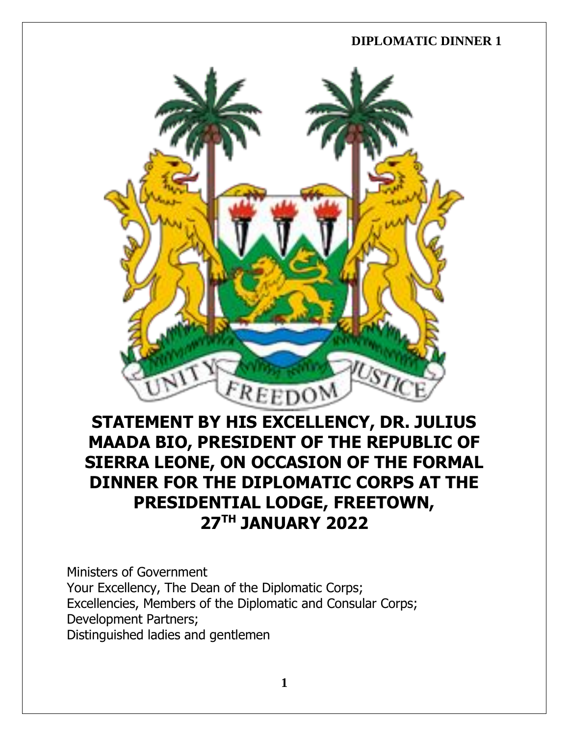# STATEMENT BY HIS EXCELLENCY, DR. JULIUS MAADA BIO, PRESIDENT OF THE REPUBLIC OF SIERRA LEONE, ON OCCASION OF THE FORMAL DINNER FOR THE DIPLOMATIC CORPS AT THE PRESIDENTIAL LODGE, FREETOWN, 27TH JANUARY 2022

Ministers of Government
Your Excellency, The Dean of the Diplomatic Corps;
Excellencies, Members of the Diplomatic and Consular Corps;
Development Partners;
Distinguished ladies and gentlemen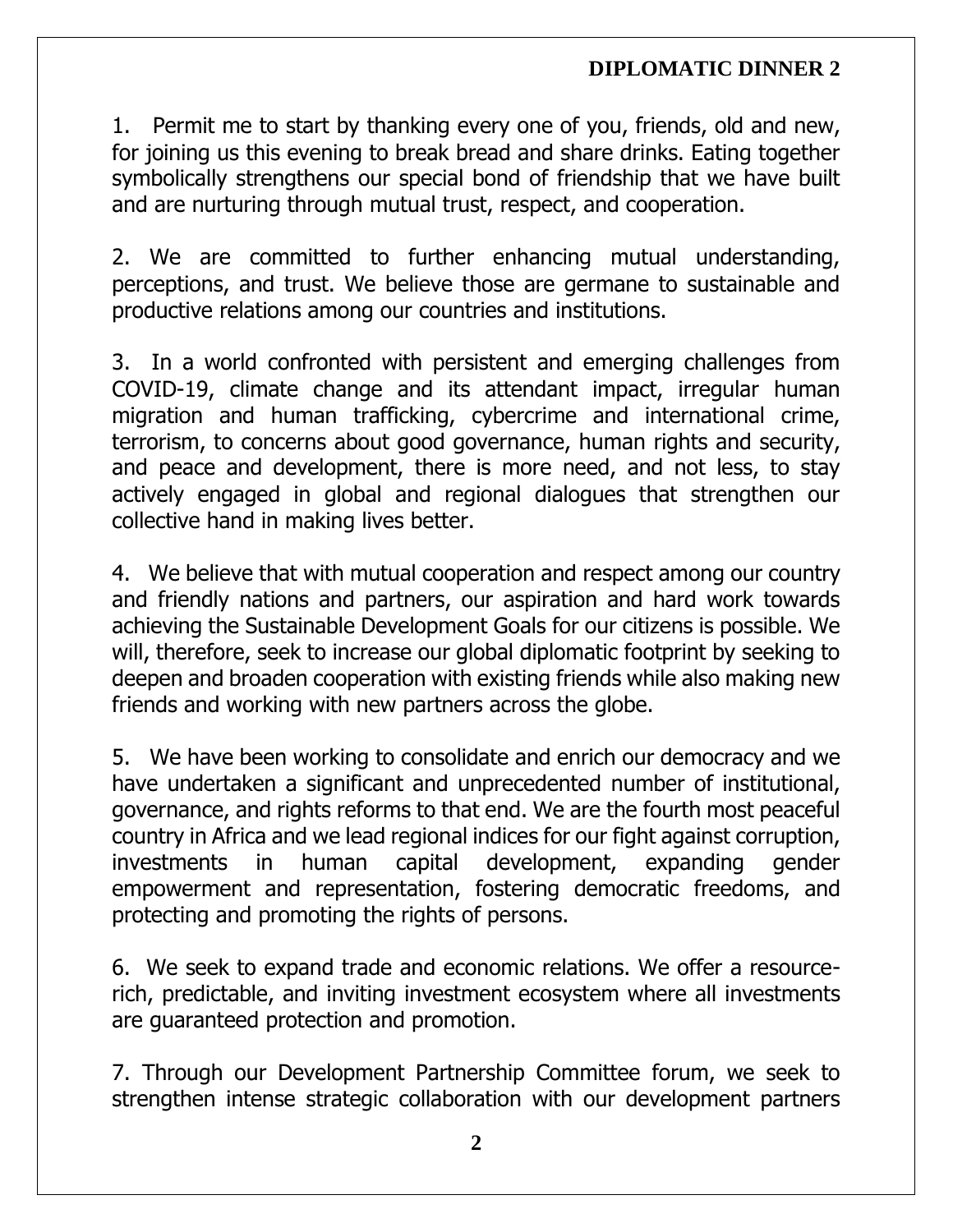1. Permit me to start by thanking every one of you, friends, old and new, for joining us this evening to break bread and share drinks. Eating together symbolically strengthens our special bond of friendship that we have built and are nurturing through mutual trust, respect, and cooperation.

2. We are committed to further enhancing mutual understanding, perceptions, and trust. We believe those are germane to sustainable and productive relations among our countries and institutions.

3. In a world confronted with persistent and emerging challenges from COVID-19, climate change and its attendant impact, irregular human migration and human trafficking, cybercrime and international crime, terrorism, to concerns about good governance, human rights and security, and peace and development, there is more need, and not less, to stay actively engaged in global and regional dialogues that strengthen our collective hand in making lives better.

4. We believe that with mutual cooperation and respect among our country and friendly nations and partners, our aspiration and hard work towards achieving the Sustainable Development Goals for our citizens is possible. We will, therefore, seek to increase our global diplomatic footprint by seeking to deepen and broaden cooperation with existing friends while also making new friends and working with new partners across the globe.

5. We have been working to consolidate and enrich our democracy and we have undertaken a significant and unprecedented number of institutional, governance, and rights reforms to that end. We are the fourth most peaceful country in Africa and we lead regional indices for our fight against corruption, investments in human capital development, expanding gender empowerment and representation, fostering democratic freedoms, and protecting and promoting the rights of persons.

6. We seek to expand trade and economic relations. We offer a resource-rich, predictable, and inviting investment ecosystem where all investments are guaranteed protection and promotion.

7. Through our Development Partnership Committee forum, we seek to strengthen intense strategic collaboration with our development partners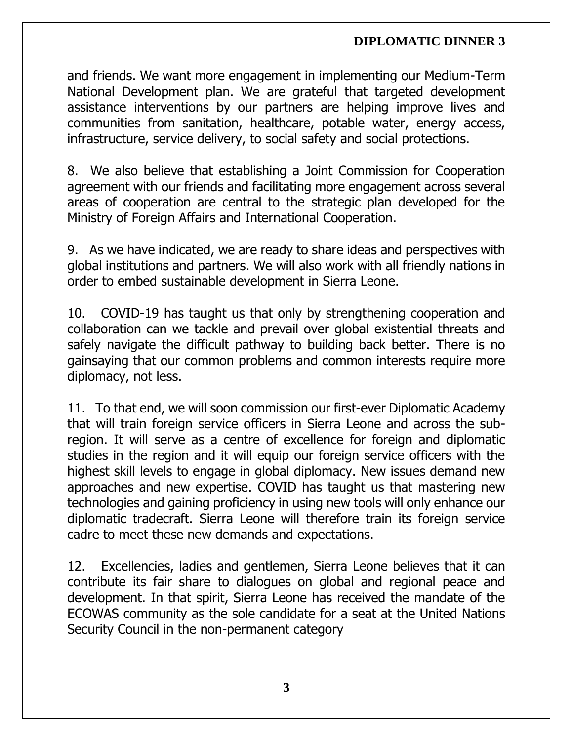and friends. We want more engagement in implementing our Medium-Term National Development plan. We are grateful that targeted development assistance interventions by our partners are helping improve lives and communities from sanitation, healthcare, potable water, energy access, infrastructure, service delivery, to social safety and social protections.

8. We also believe that establishing a Joint Commission for Cooperation agreement with our friends and facilitating more engagement across several areas of cooperation are central to the strategic plan developed for the Ministry of Foreign Affairs and International Cooperation.

9. As we have indicated, we are ready to share ideas and perspectives with global institutions and partners. We will also work with all friendly nations in order to embed sustainable development in Sierra Leone.

10. COVID-19 has taught us that only by strengthening cooperation and collaboration can we tackle and prevail over global existential threats and safely navigate the difficult pathway to building back better. There is no gainsaying that our common problems and common interests require more diplomacy, not less.

11. To that end, we will soon commission our first-ever Diplomatic Academy that will train foreign service officers in Sierra Leone and across the sub-region. It will serve as a centre of excellence for foreign and diplomatic studies in the region and it will equip our foreign service officers with the highest skill levels to engage in global diplomacy. New issues demand new approaches and new expertise. COVID has taught us that mastering new technologies and gaining proficiency in using new tools will only enhance our diplomatic tradecraft. Sierra Leone will therefore train its foreign service cadre to meet these new demands and expectations.

12. Excellencies, ladies and gentlemen, Sierra Leone believes that it can contribute its fair share to dialogues on global and regional peace and development. In that spirit, Sierra Leone has received the mandate of the ECOWAS community as the sole candidate for a seat at the United Nations Security Council in the non-permanent category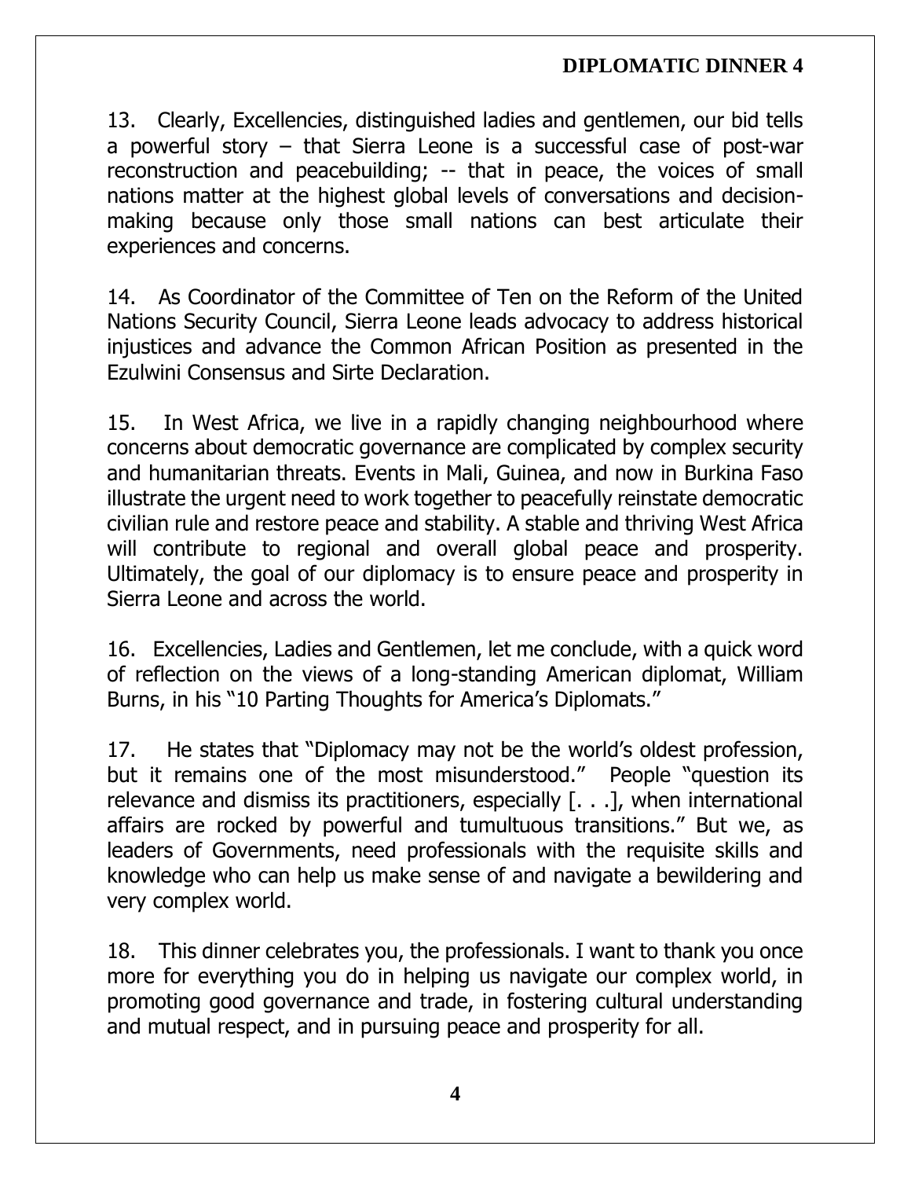13. Clearly, Excellencies, distinguished ladies and gentlemen, our bid tells a powerful story – that Sierra Leone is a successful case of post-war reconstruction and peacebuilding; -- that in peace, the voices of small nations matter at the highest global levels of conversations and decision-making because only those small nations can best articulate their experiences and concerns.

14. As Coordinator of the Committee of Ten on the Reform of the United Nations Security Council, Sierra Leone leads advocacy to address historical injustices and advance the Common African Position as presented in the Ezulwini Consensus and Sirte Declaration.

15. In West Africa, we live in a rapidly changing neighbourhood where concerns about democratic governance are complicated by complex security and humanitarian threats. Events in Mali, Guinea, and now in Burkina Faso illustrate the urgent need to work together to peacefully reinstate democratic civilian rule and restore peace and stability. A stable and thriving West Africa will contribute to regional and overall global peace and prosperity. Ultimately, the goal of our diplomacy is to ensure peace and prosperity in Sierra Leone and across the world.

16. Excellencies, Ladies and Gentlemen, let me conclude, with a quick word of reflection on the views of a long-standing American diplomat, William Burns, in his "10 Parting Thoughts for America's Diplomats."

17. He states that "Diplomacy may not be the world's oldest profession, but it remains one of the most misunderstood." People "question its relevance and dismiss its practitioners, especially [. . .], when international affairs are rocked by powerful and tumultuous transitions." But we, as leaders of Governments, need professionals with the requisite skills and knowledge who can help us make sense of and navigate a bewildering and very complex world.

18. This dinner celebrates you, the professionals. I want to thank you once more for everything you do in helping us navigate our complex world, in promoting good governance and trade, in fostering cultural understanding and mutual respect, and in pursuing peace and prosperity for all.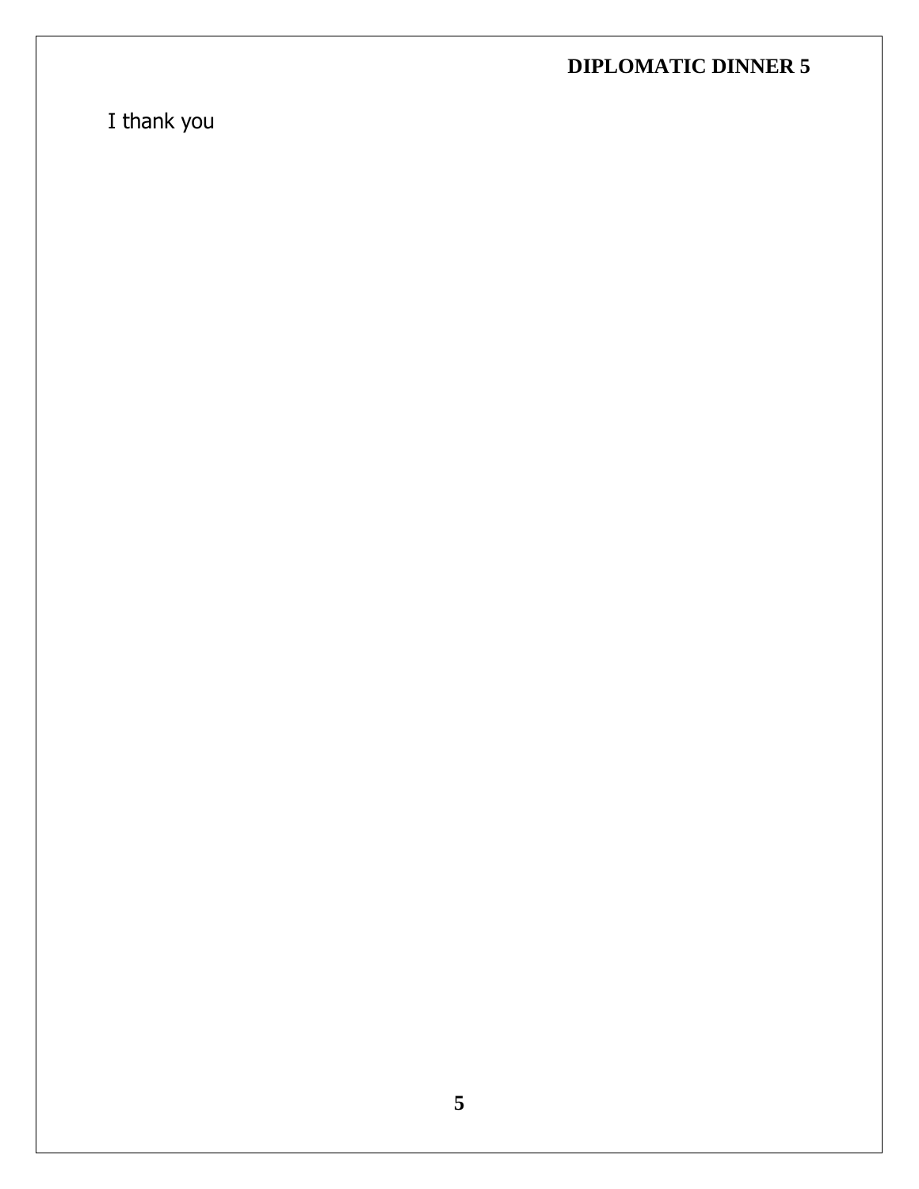I thank you